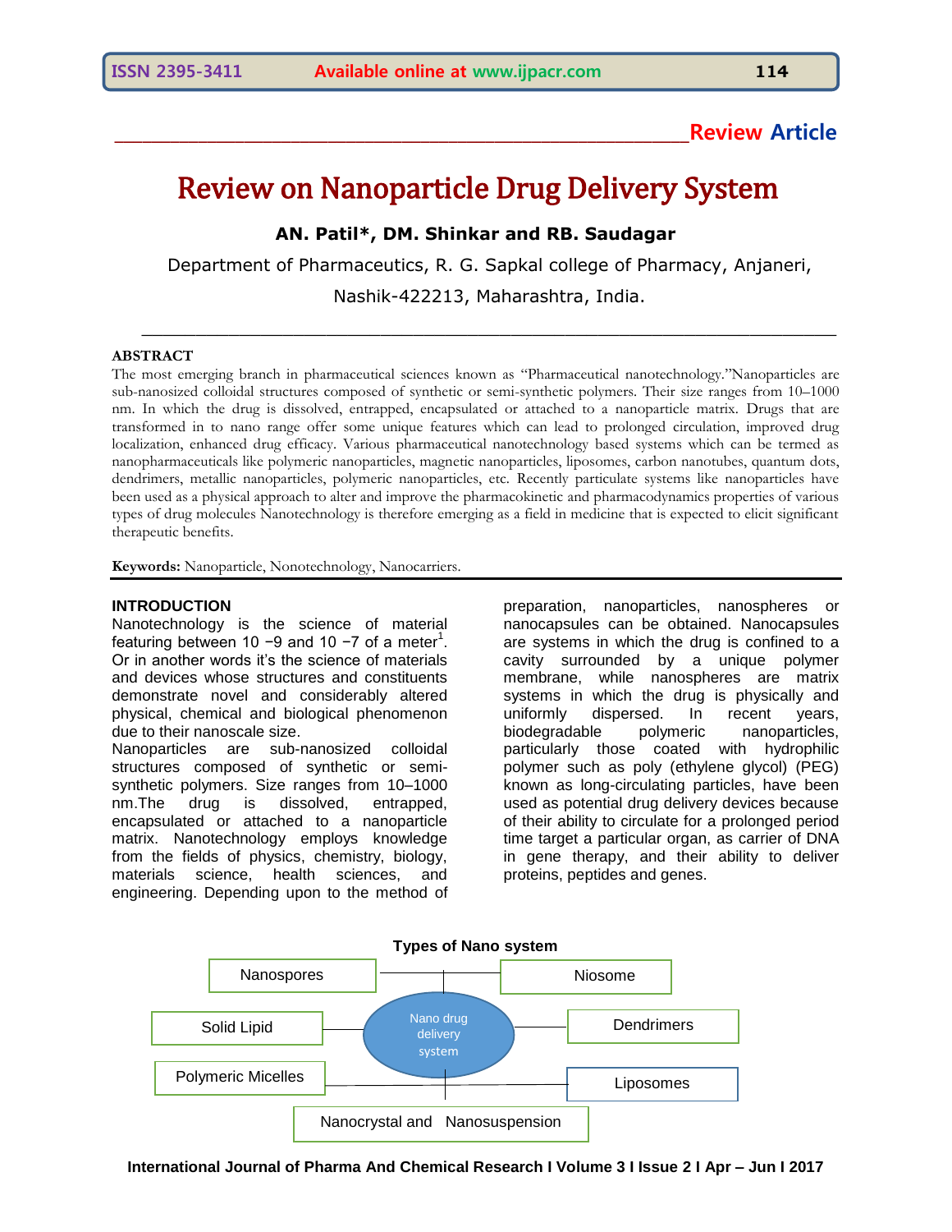**Review Article**

# Review on Nanoparticle Drug Delivery System

**AN. Patil*, DM. Shinkar and RB. Saudagar**

Department of Pharmaceutics, R. G. Sapkal college of Pharmacy, Anjaneri, Nashik-422213, Maharashtra, India.

## ABSTRACT

The most emerging branch in pharmaceutical sciences known as "Pharmaceutical nanotechnology."Nanoparticles are sub-nanosized colloidal structures composed of synthetic or semi-synthetic polymers. Their size ranges from 10–1000 nm. In which the drug is dissolved, entrapped, encapsulated or attached to a nanoparticle matrix. Drugs that are transformed in to nano range offer some unique features which can lead to prolonged circulation, improved drug localization, enhanced drug efficacy. Various pharmaceutical nanotechnology based systems which can be termed as nanopharmaceuticals like polymeric nanoparticles, magnetic nanoparticles, liposomes, carbon nanotubes, quantum dots, dendrimers, metallic nanoparticles, polymeric nanoparticles, etc. Recently particulate systems like nanoparticles have been used as a physical approach to alter and improve the pharmacokinetic and pharmacodynamics properties of various types of drug molecules Nanotechnology is therefore emerging as a field in medicine that is expected to elicit significant therapeutic benefits.

**Keywords:** Nanoparticle, Nonotechnology, Nanocarriers.

## INTRODUCTION

Nanotechnology is the science of material featuring between $10^{-9}$ and $10^{-7}$ of a meter[1]. Or in another words it's the science of materials and devices whose structures and constituents demonstrate novel and considerably altered physical, chemical and biological phenomenon due to their nanoscale size.

Nanoparticles are sub-nanosized colloidal structures composed of synthetic or semi-synthetic polymers. Size ranges from 10–1000 nm.The drug is dissolved, entrapped, encapsulated or attached to a nanoparticle matrix. Nanotechnology employs knowledge from the fields of physics, chemistry, biology, materials science, health sciences, and engineering. Depending upon to the method of preparation, nanoparticles, nanospheres or nanocapsules can be obtained. Nanocapsules are systems in which the drug is confined to a cavity surrounded by a unique polymer membrane, while nanospheres are matrix systems in which the drug is physically and uniformly dispersed. In recent years, biodegradable polymeric nanoparticles, particularly those coated with hydrophilic polymer such as poly (ethylene glycol) (PEG) known as long-circulating particles, have been used as potential drug delivery devices because of their ability to circulate for a prolonged period time target a particular organ, as carrier of DNA in gene therapy, and their ability to deliver proteins, peptides and genes.

**Types of Nano system**

Nano drug delivery system:
- Nanospores
- Niosome
- Solid Lipid
- Dendrimers
- Polymeric Micelles
- Liposomes
- Nanocrystal and Nanosuspension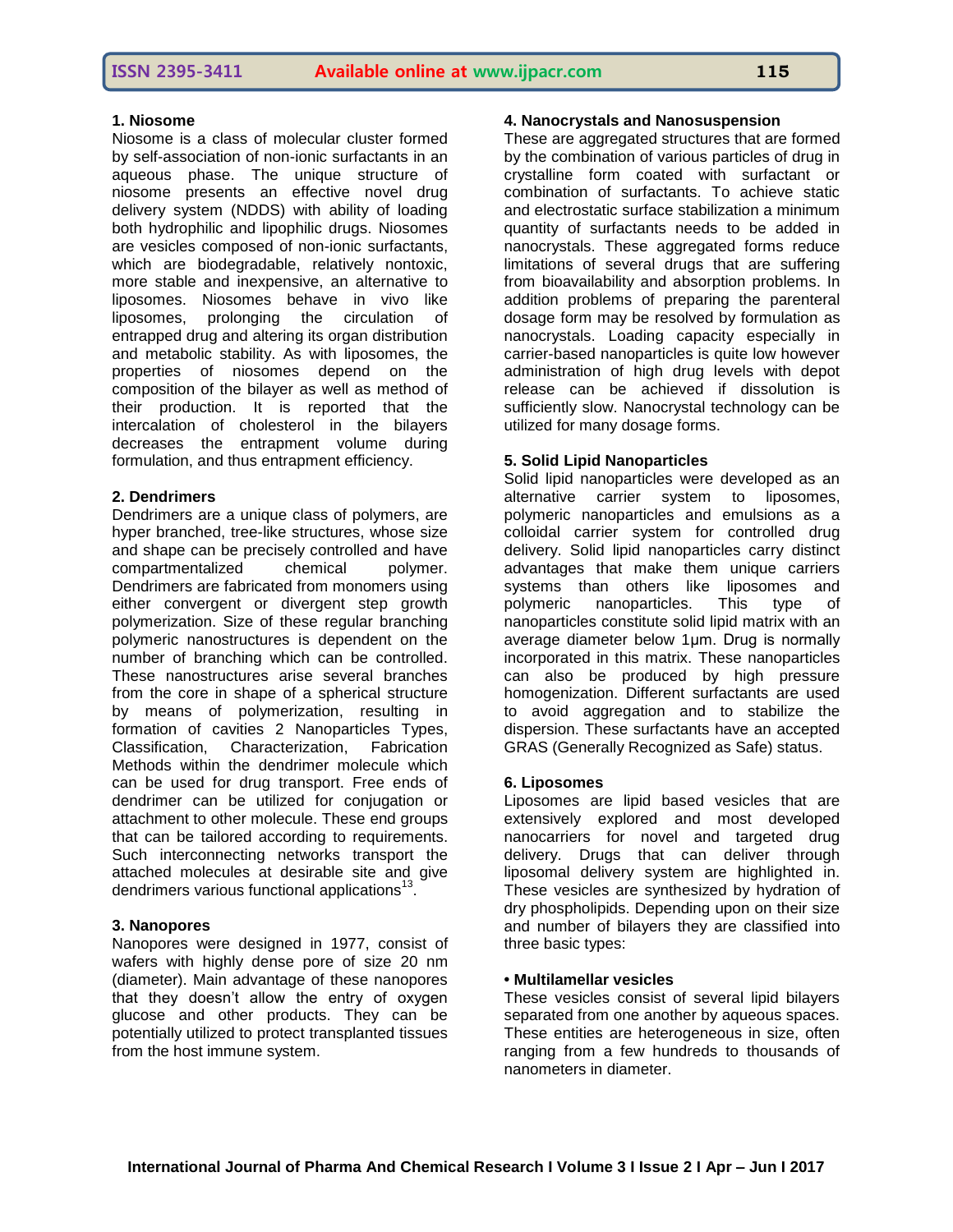### 1. Niosome

Niosome is a class of molecular cluster formed by self-association of non-ionic surfactants in an aqueous phase. The unique structure of niosome presents an effective novel drug delivery system (NDDS) with ability of loading both hydrophilic and lipophilic drugs. Niosomes are vesicles composed of non-ionic surfactants, which are biodegradable, relatively nontoxic, more stable and inexpensive, an alternative to liposomes. Niosomes behave in vivo like liposomes, prolonging the circulation of entrapped drug and altering its organ distribution and metabolic stability. As with liposomes, the properties of niosomes depend on the composition of the bilayer as well as method of their production. It is reported that the intercalation of cholesterol in the bilayers decreases the entrapment volume during formulation, and thus entrapment efficiency.

### 2. Dendrimers

Dendrimers are a unique class of polymers, are hyper branched, tree-like structures, whose size and shape can be precisely controlled and have compartmentalized chemical polymer. Dendrimers are fabricated from monomers using either convergent or divergent step growth polymerization. Size of these regular branching polymeric nanostructures is dependent on the number of branching which can be controlled. These nanostructures arise several branches from the core in shape of a spherical structure by means of polymerization, resulting in formation of cavities 2 Nanoparticles Types, Classification, Characterization, Fabrication Methods within the dendrimer molecule which can be used for drug transport. Free ends of dendrimer can be utilized for conjugation or attachment to other molecule. These end groups that can be tailored according to requirements. Such interconnecting networks transport the attached molecules at desirable site and give dendrimers various functional applications[13].

### 3. Nanopores

Nanopores were designed in 1977, consist of wafers with highly dense pore of size 20 nm (diameter). Main advantage of these nanopores that they doesn't allow the entry of oxygen glucose and other products. They can be potentially utilized to protect transplanted tissues from the host immune system.

### 4. Nanocrystals and Nanosuspension

These are aggregated structures that are formed by the combination of various particles of drug in crystalline form coated with surfactant or combination of surfactants. To achieve static and electrostatic surface stabilization a minimum quantity of surfactants needs to be added in nanocrystals. These aggregated forms reduce limitations of several drugs that are suffering from bioavailability and absorption problems. In addition problems of preparing the parenteral dosage form may be resolved by formulation as nanocrystals. Loading capacity especially in carrier-based nanoparticles is quite low however administration of high drug levels with depot release can be achieved if dissolution is sufficiently slow. Nanocrystal technology can be utilized for many dosage forms.

### 5. Solid Lipid Nanoparticles

Solid lipid nanoparticles were developed as an alternative carrier system to liposomes, polymeric nanoparticles and emulsions as a colloidal carrier system for controlled drug delivery. Solid lipid nanoparticles carry distinct advantages that make them unique carriers systems than others like liposomes and polymeric nanoparticles. This type of nanoparticles constitute solid lipid matrix with an average diameter below 1µm. Drug is normally incorporated in this matrix. These nanoparticles can also be produced by high pressure homogenization. Different surfactants are used to avoid aggregation and to stabilize the dispersion. These surfactants have an accepted GRAS (Generally Recognized as Safe) status.

### 6. Liposomes

Liposomes are lipid based vesicles that are extensively explored and most developed nanocarriers for novel and targeted drug delivery. Drugs that can deliver through liposomal delivery system are highlighted in. These vesicles are synthesized by hydration of dry phospholipids. Depending upon on their size and number of bilayers they are classified into three basic types:

**• Multilamellar vesicles**

These vesicles consist of several lipid bilayers separated from one another by aqueous spaces. These entities are heterogeneous in size, often ranging from a few hundreds to thousands of nanometers in diameter.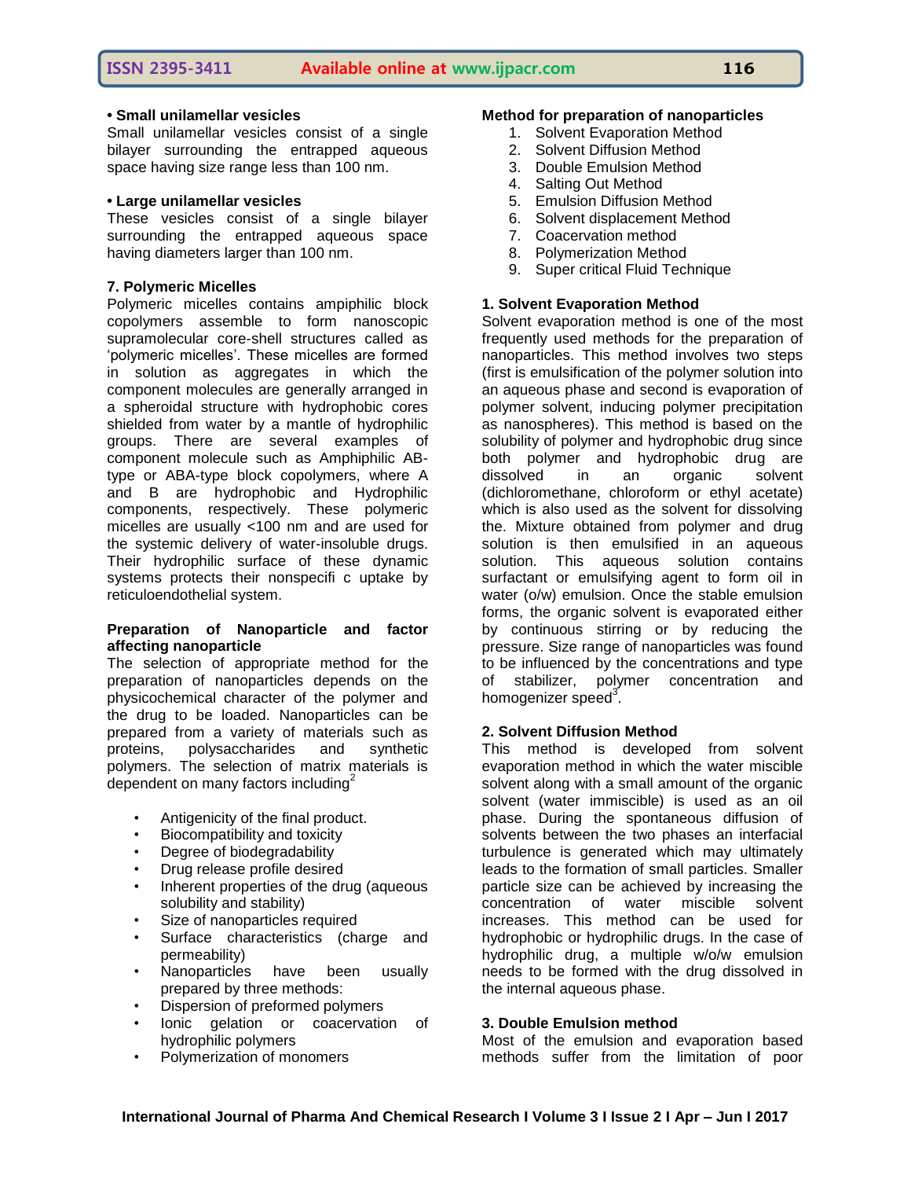**• Small unilamellar vesicles**

Small unilamellar vesicles consist of a single bilayer surrounding the entrapped aqueous space having size range less than 100 nm.

**• Large unilamellar vesicles**

These vesicles consist of a single bilayer surrounding the entrapped aqueous space having diameters larger than 100 nm.

**7. Polymeric Micelles**

Polymeric micelles contains ampiphilic block copolymers assemble to form nanoscopic supramolecular core-shell structures called as 'polymeric micelles'. These micelles are formed in solution as aggregates in which the component molecules are generally arranged in a spheroidal structure with hydrophobic cores shielded from water by a mantle of hydrophilic groups. There are several examples of component molecule such as Amphiphilic AB-type or ABA-type block copolymers, where A and B are hydrophobic and Hydrophilic components, respectively. These polymeric micelles are usually <100 nm and are used for the systemic delivery of water-insoluble drugs. Their hydrophilic surface of these dynamic systems protects their nonspecifi c uptake by reticuloendothelial system.

**Preparation of Nanoparticle and factor affecting nanoparticle**

The selection of appropriate method for the preparation of nanoparticles depends on the physicochemical character of the polymer and the drug to be loaded. Nanoparticles can be prepared from a variety of materials such as proteins, polysaccharides and synthetic polymers. The selection of matrix materials is dependent on many factors including[2]

- Antigenicity of the final product.
- Biocompatibility and toxicity
- Degree of biodegradability
- Drug release profile desired
- Inherent properties of the drug (aqueous solubility and stability)
- Size of nanoparticles required
- Surface characteristics (charge and permeability)
- Nanoparticles have been usually prepared by three methods:
- Dispersion of preformed polymers
- Ionic gelation or coacervation of hydrophilic polymers
- Polymerization of monomers

**Method for preparation of nanoparticles**

1. Solvent Evaporation Method
2. Solvent Diffusion Method
3. Double Emulsion Method
4. Salting Out Method
5. Emulsion Diffusion Method
6. Solvent displacement Method
7. Coacervation method
8. Polymerization Method
9. Super critical Fluid Technique

**1. Solvent Evaporation Method**

Solvent evaporation method is one of the most frequently used methods for the preparation of nanoparticles. This method involves two steps (first is emulsification of the polymer solution into an aqueous phase and second is evaporation of polymer solvent, inducing polymer precipitation as nanospheres). This method is based on the solubility of polymer and hydrophobic drug since both polymer and hydrophobic drug are dissolved in an organic solvent (dichloromethane, chloroform or ethyl acetate) which is also used as the solvent for dissolving the. Mixture obtained from polymer and drug solution is then emulsified in an aqueous solution. This aqueous solution contains surfactant or emulsifying agent to form oil in water (o/w) emulsion. Once the stable emulsion forms, the organic solvent is evaporated either by continuous stirring or by reducing the pressure. Size range of nanoparticles was found to be influenced by the concentrations and type of stabilizer, polymer concentration and homogenizer speed[3].

**2. Solvent Diffusion Method**

This method is developed from solvent evaporation method in which the water miscible solvent along with a small amount of the organic solvent (water immiscible) is used as an oil phase. During the spontaneous diffusion of solvents between the two phases an interfacial turbulence is generated which may ultimately leads to the formation of small particles. Smaller particle size can be achieved by increasing the concentration of water miscible solvent increases. This method can be used for hydrophobic or hydrophilic drugs. In the case of hydrophilic drug, a multiple w/o/w emulsion needs to be formed with the drug dissolved in the internal aqueous phase.

**3. Double Emulsion method**

Most of the emulsion and evaporation based methods suffer from the limitation of poor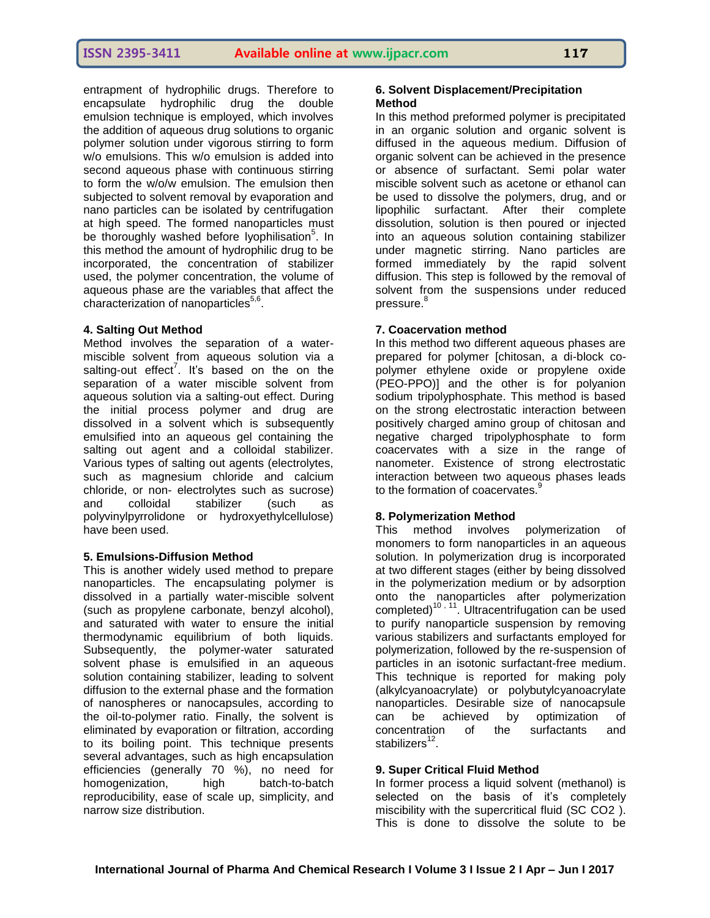entrapment of hydrophilic drugs. Therefore to encapsulate hydrophilic drug the double emulsion technique is employed, which involves the addition of aqueous drug solutions to organic polymer solution under vigorous stirring to form w/o emulsions. This w/o emulsion is added into second aqueous phase with continuous stirring to form the w/o/w emulsion. The emulsion then subjected to solvent removal by evaporation and nano particles can be isolated by centrifugation at high speed. The formed nanoparticles must be thoroughly washed before lyophilisation[5]. In this method the amount of hydrophilic drug to be incorporated, the concentration of stabilizer used, the polymer concentration, the volume of aqueous phase are the variables that affect the characterization of nanoparticles[5,6].

### 4. Salting Out Method

Method involves the separation of a water-miscible solvent from aqueous solution via a salting-out effect[7]. It's based on the on the separation of a water miscible solvent from aqueous solution via a salting-out effect. During the initial process polymer and drug are dissolved in a solvent which is subsequently emulsified into an aqueous gel containing the salting out agent and a colloidal stabilizer. Various types of salting out agents (electrolytes, such as magnesium chloride and calcium chloride, or non- electrolytes such as sucrose) and colloidal stabilizer (such as polyvinylpyrrolidone or hydroxyethylcellulose) have been used.

### 5. Emulsions-Diffusion Method

This is another widely used method to prepare nanoparticles. The encapsulating polymer is dissolved in a partially water-miscible solvent (such as propylene carbonate, benzyl alcohol), and saturated with water to ensure the initial thermodynamic equilibrium of both liquids. Subsequently, the polymer-water saturated solvent phase is emulsified in an aqueous solution containing stabilizer, leading to solvent diffusion to the external phase and the formation of nanospheres or nanocapsules, according to the oil-to-polymer ratio. Finally, the solvent is eliminated by evaporation or filtration, according to its boiling point. This technique presents several advantages, such as high encapsulation efficiencies (generally 70 %), no need for homogenization, high batch-to-batch reproducibility, ease of scale up, simplicity, and narrow size distribution.

### 6. Solvent Displacement/Precipitation Method

In this method preformed polymer is precipitated in an organic solution and organic solvent is diffused in the aqueous medium. Diffusion of organic solvent can be achieved in the presence or absence of surfactant. Semi polar water miscible solvent such as acetone or ethanol can be used to dissolve the polymers, drug, and or lipophilic surfactant. After their complete dissolution, solution is then poured or injected into an aqueous solution containing stabilizer under magnetic stirring. Nano particles are formed immediately by the rapid solvent diffusion. This step is followed by the removal of solvent from the suspensions under reduced pressure.[8]

### 7. Coacervation method

In this method two different aqueous phases are prepared for polymer [chitosan, a di-block co-polymer ethylene oxide or propylene oxide (PEO-PPO)] and the other is for polyanion sodium tripolyphosphate. This method is based on the strong electrostatic interaction between positively charged amino group of chitosan and negative charged tripolyphosphate to form coacervates with a size in the range of nanometer. Existence of strong electrostatic interaction between two aqueous phases leads to the formation of coacervates.[9]

### 8. Polymerization Method

This method involves polymerization of monomers to form nanoparticles in an aqueous solution. In polymerization drug is incorporated at two different stages (either by being dissolved in the polymerization medium or by adsorption onto the nanoparticles after polymerization completed)[10,11]. Ultracentrifugation can be used to purify nanoparticle suspension by removing various stabilizers and surfactants employed for polymerization, followed by the re-suspension of particles in an isotonic surfactant-free medium. This technique is reported for making poly (alkylcyanoacrylate) or polybutylcyanoacrylate nanoparticles. Desirable size of nanocapsule can be achieved by optimization of concentration of the surfactants and stabilizers[12].

### 9. Super Critical Fluid Method

In former process a liquid solvent (methanol) is selected on the basis of it's completely miscibility with the supercritical fluid (SC $CO_2$ ). This is done to dissolve the solute to be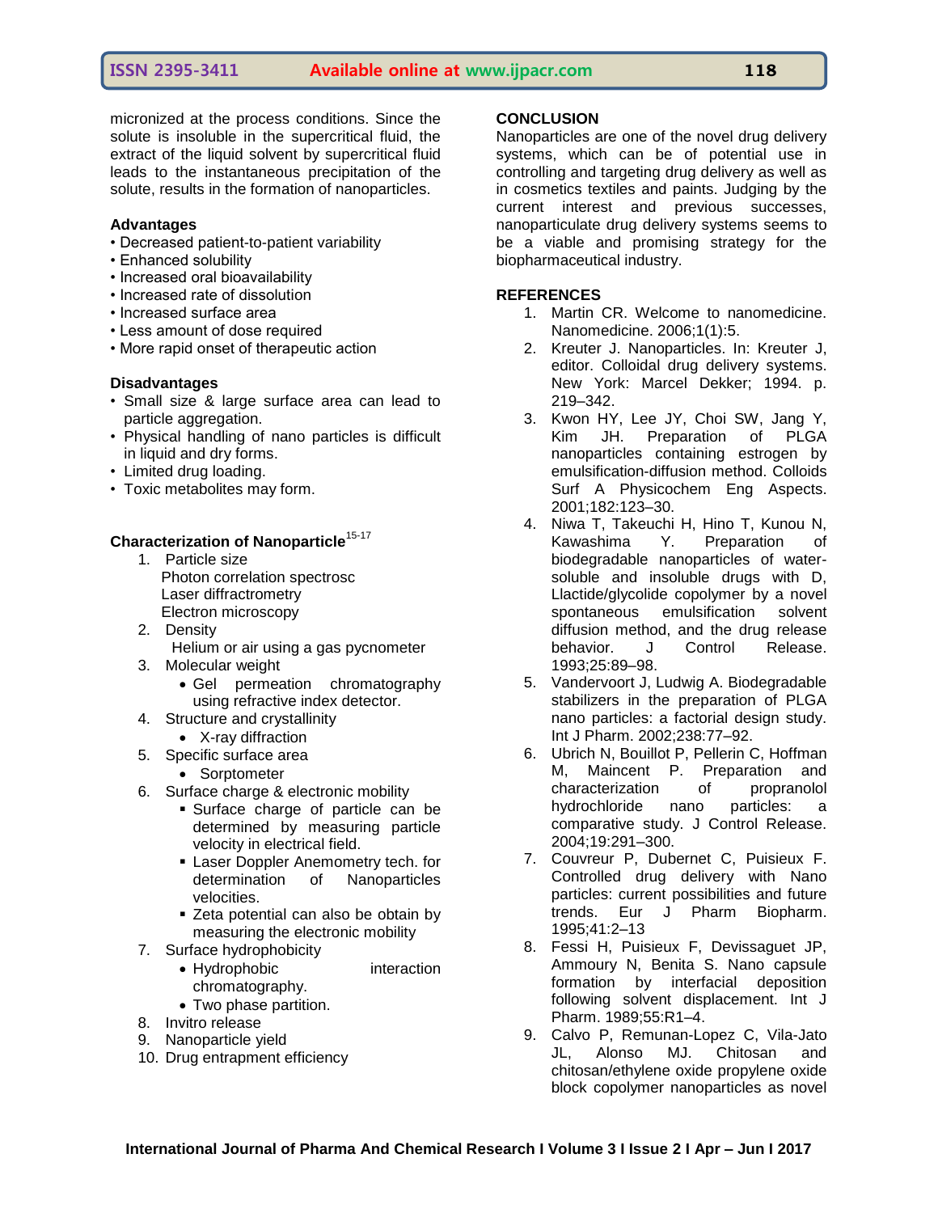micronized at the process conditions. Since the solute is insoluble in the supercritical fluid, the extract of the liquid solvent by supercritical fluid leads to the instantaneous precipitation of the solute, results in the formation of nanoparticles.

### Advantages

- Decreased patient-to-patient variability
- Enhanced solubility
- Increased oral bioavailability
- Increased rate of dissolution
- Increased surface area
- Less amount of dose required
- More rapid onset of therapeutic action

### Disadvantages

- Small size & large surface area can lead to particle aggregation.
- Physical handling of nano particles is difficult in liquid and dry forms.
- Limited drug loading.
- Toxic metabolites may form.

### Characterization of Nanoparticle[15-17]

1. Particle size
   Photon correlation spectrosc
   Laser diffractrometry
   Electron microscopy
2. Density
   Helium or air using a gas pycnometer
3. Molecular weight
   - Gel permeation chromatography using refractive index detector.
4. Structure and crystallinity
   - X-ray diffraction
5. Specific surface area
   - Sorptometer
6. Surface charge & electronic mobility
   - Surface charge of particle can be determined by measuring particle velocity in electrical field.
   - Laser Doppler Anemometry tech. for determination of Nanoparticles velocities.
   - Zeta potential can also be obtain by measuring the electronic mobility
7. Surface hydrophobicity
   - Hydrophobic interaction chromatography.
   - Two phase partition.
8. Invitro release
9. Nanoparticle yield
10. Drug entrapment efficiency

## CONCLUSION

Nanoparticles are one of the novel drug delivery systems, which can be of potential use in controlling and targeting drug delivery as well as in cosmetics textiles and paints. Judging by the current interest and previous successes, nanoparticulate drug delivery systems seems to be a viable and promising strategy for the biopharmaceutical industry.

## REFERENCES

1. Martin CR. Welcome to nanomedicine. Nanomedicine. 2006;1(1):5.
2. Kreuter J. Nanoparticles. In: Kreuter J, editor. Colloidal drug delivery systems. New York: Marcel Dekker; 1994. p. 219–342.
3. Kwon HY, Lee JY, Choi SW, Jang Y, Kim JH. Preparation of PLGA nanoparticles containing estrogen by emulsification-diffusion method. Colloids Surf A Physicochem Eng Aspects. 2001;182:123–30.
4. Niwa T, Takeuchi H, Hino T, Kunou N, Kawashima Y. Preparation of biodegradable nanoparticles of water-soluble and insoluble drugs with D, Llactide/glycolide copolymer by a novel spontaneous emulsification solvent diffusion method, and the drug release behavior. J Control Release. 1993;25:89–98.
5. Vandervoort J, Ludwig A. Biodegradable stabilizers in the preparation of PLGA nano particles: a factorial design study. Int J Pharm. 2002;238:77–92.
6. Ubrich N, Bouillot P, Pellerin C, Hoffman M, Maincent P. Preparation and characterization of propranolol hydrochloride nano particles: a comparative study. J Control Release. 2004;19:291–300.
7. Couvreur P, Dubernet C, Puisieux F. Controlled drug delivery with Nano particles: current possibilities and future trends. Eur J Pharm Biopharm. 1995;41:2–13
8. Fessi H, Puisieux F, Devissaguet JP, Ammoury N, Benita S. Nano capsule formation by interfacial deposition following solvent displacement. Int J Pharm. 1989;55:R1–4.
9. Calvo P, Remunan-Lopez C, Vila-Jato JL, Alonso MJ. Chitosan and chitosan/ethylene oxide propylene oxide block copolymer nanoparticles as novel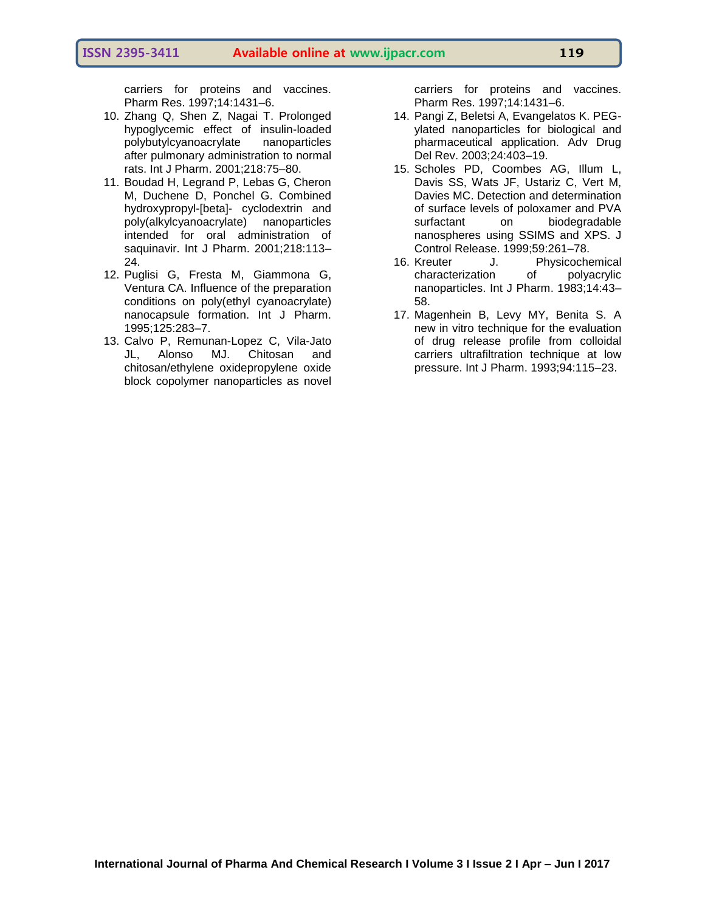carriers for proteins and vaccines. Pharm Res. 1997;14:1431–6.

10. Zhang Q, Shen Z, Nagai T. Prolonged hypoglycemic effect of insulin-loaded polybutylcyanoacrylate nanoparticles after pulmonary administration to normal rats. Int J Pharm. 2001;218:75–80.
11. Boudad H, Legrand P, Lebas G, Cheron M, Duchene D, Ponchel G. Combined hydroxypropyl-[beta]- cyclodextrin and poly(alkylcyanoacrylate) nanoparticles intended for oral administration of saquinavir. Int J Pharm. 2001;218:113–24.
12. Puglisi G, Fresta M, Giammona G, Ventura CA. Influence of the preparation conditions on poly(ethyl cyanoacrylate) nanocapsule formation. Int J Pharm. 1995;125:283–7.
13. Calvo P, Remunan-Lopez C, Vila-Jato JL, Alonso MJ. Chitosan and chitosan/ethylene oxidepropylene oxide block copolymer nanoparticles as novel carriers for proteins and vaccines. Pharm Res. 1997;14:1431–6.
14. Pangi Z, Beletsi A, Evangelatos K. PEG-ylated nanoparticles for biological and pharmaceutical application. Adv Drug Del Rev. 2003;24:403–19.
15. Scholes PD, Coombes AG, Illum L, Davis SS, Wats JF, Ustariz C, Vert M, Davies MC. Detection and determination of surface levels of poloxamer and PVA surfactant on biodegradable nanospheres using SSIMS and XPS. J Control Release. 1999;59:261–78.
16. Kreuter J. Physicochemical characterization of polyacrylic nanoparticles. Int J Pharm. 1983;14:43–58.
17. Magenhein B, Levy MY, Benita S. A new in vitro technique for the evaluation of drug release profile from colloidal carriers ultrafiltration technique at low pressure. Int J Pharm. 1993;94:115–23.